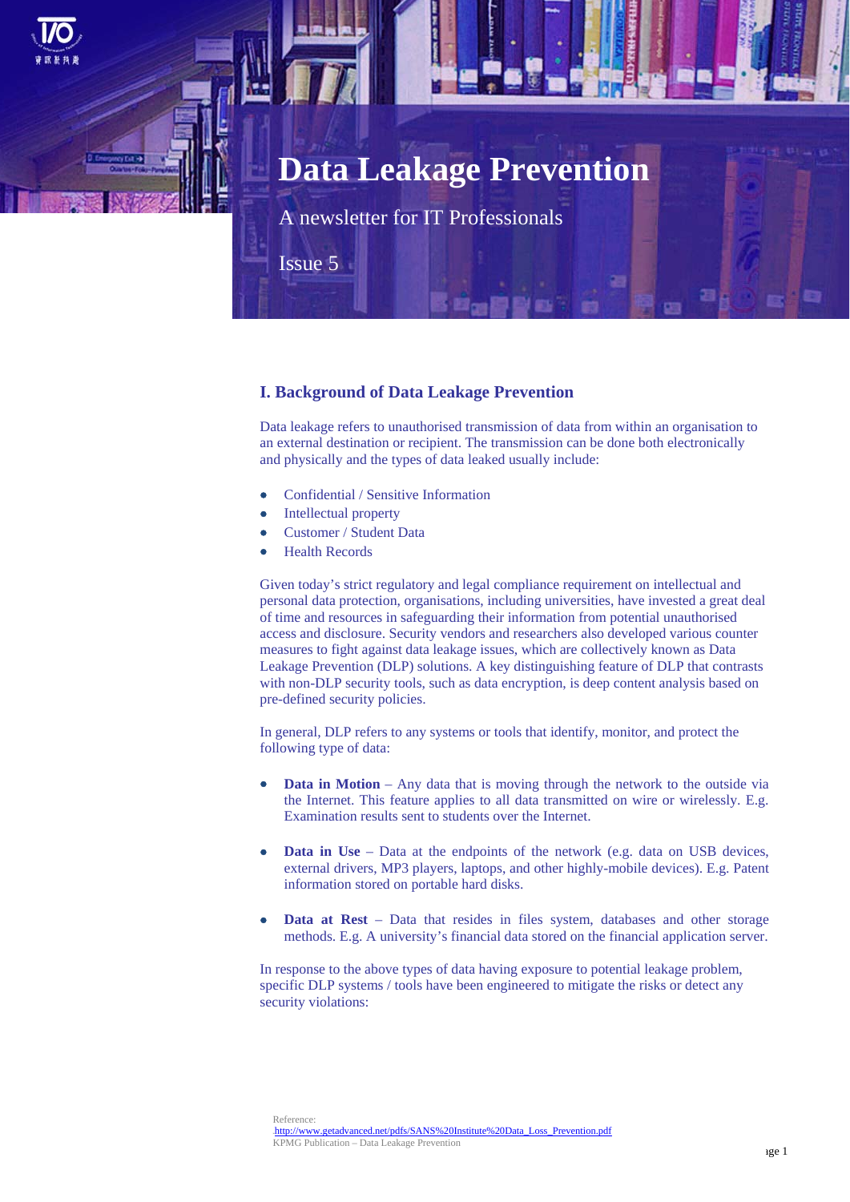# Data Leakage Prevention

A newsletter for IT Professionals

Issue 5

## I. Background of Data Leakage Prevention

Data leakage refers to unauthorised transmission of data from within an organisation to an external destination or recipient. The transmission can be done both electronically and physically and the types of data leaked usually include:

- Confidential / Sensitive Information
- Intellectual property
- Customer / Student Data
- Health Records

Given today's strict regulatory and legal compliance requirement on intellectual and personal data protection, organisations, including universities, have invested a great deal of time and resources in safeguarding their information from potential unauthorised access and disclosure. Security vendors and researchers also developed various counter measures to fight against data leakage issues, which are collectively known as Data Leakage Prevention (DLP) solutions. A key distinguishing feature of DLP that contrasts with non-DLP security tools, such as data encryption, is deep content analysis based on pre-defined security policies.

In general, DLP refers to any systems or tools that identify, monitor, and protect the following type of data:

- **Data in Motion** – Any data that is moving through the network to the outside via the Internet. This feature applies to all data transmitted on wire or wirelessly. E.g. Examination results sent to students over the Internet.
- **Data in Use** – Data at the endpoints of the network (e.g. data on USB devices, external drivers, MP3 players, laptops, and other highly-mobile devices). E.g. Patent information stored on portable hard disks.
- **Data at Rest** – Data that resides in files system, databases and other storage methods. E.g. A university's financial data stored on the financial application server.

In response to the above types of data having exposure to potential leakage problem, specific DLP systems / tools have been engineered to mitigate the risks or detect any security violations:

Reference:
http://www.getadvanced.net/pdfs/SANS%20Institute%20Data_Loss_Prevention.pdf
KPMG Publication – Data Leakage Prevention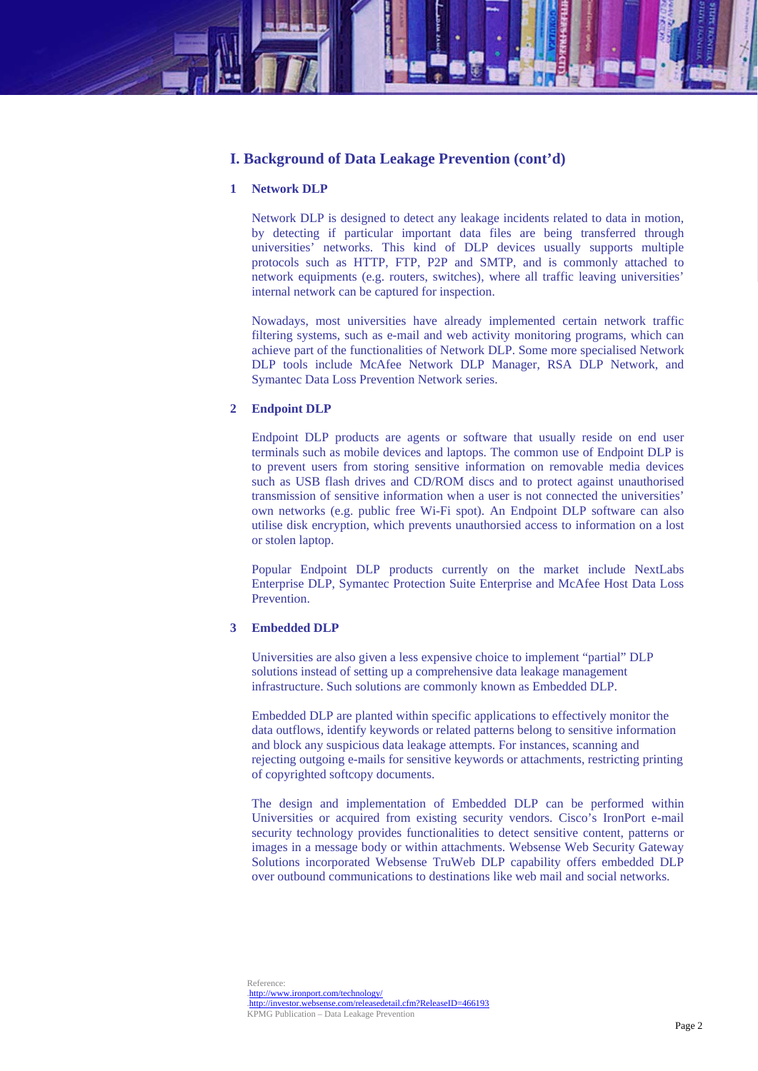## I. Background of Data Leakage Prevention (cont'd)

### 1 Network DLP

Network DLP is designed to detect any leakage incidents related to data in motion, by detecting if particular important data files are being transferred through universities' networks. This kind of DLP devices usually supports multiple protocols such as HTTP, FTP, P2P and SMTP, and is commonly attached to network equipments (e.g. routers, switches), where all traffic leaving universities' internal network can be captured for inspection.

Nowadays, most universities have already implemented certain network traffic filtering systems, such as e-mail and web activity monitoring programs, which can achieve part of the functionalities of Network DLP. Some more specialised Network DLP tools include McAfee Network DLP Manager, RSA DLP Network, and Symantec Data Loss Prevention Network series.

### 2 Endpoint DLP

Endpoint DLP products are agents or software that usually reside on end user terminals such as mobile devices and laptops. The common use of Endpoint DLP is to prevent users from storing sensitive information on removable media devices such as USB flash drives and CD/ROM discs and to protect against unauthorised transmission of sensitive information when a user is not connected the universities' own networks (e.g. public free Wi-Fi spot). An Endpoint DLP software can also utilise disk encryption, which prevents unauthorsied access to information on a lost or stolen laptop.

Popular Endpoint DLP products currently on the market include NextLabs Enterprise DLP, Symantec Protection Suite Enterprise and McAfee Host Data Loss Prevention.

### 3 Embedded DLP

Universities are also given a less expensive choice to implement "partial" DLP solutions instead of setting up a comprehensive data leakage management infrastructure. Such solutions are commonly known as Embedded DLP.

Embedded DLP are planted within specific applications to effectively monitor the data outflows, identify keywords or related patterns belong to sensitive information and block any suspicious data leakage attempts. For instances, scanning and rejecting outgoing e-mails for sensitive keywords or attachments, restricting printing of copyrighted softcopy documents.

The design and implementation of Embedded DLP can be performed within Universities or acquired from existing security vendors. Cisco's IronPort e-mail security technology provides functionalities to detect sensitive content, patterns or images in a message body or within attachments. Websense Web Security Gateway Solutions incorporated Websense TruWeb DLP capability offers embedded DLP over outbound communications to destinations like web mail and social networks.

Reference:
- http://www.ironport.com/technology/
- http://investor.websense.com/releasedetail.cfm?ReleaseID=466193

KPMG Publication – Data Leakage Prevention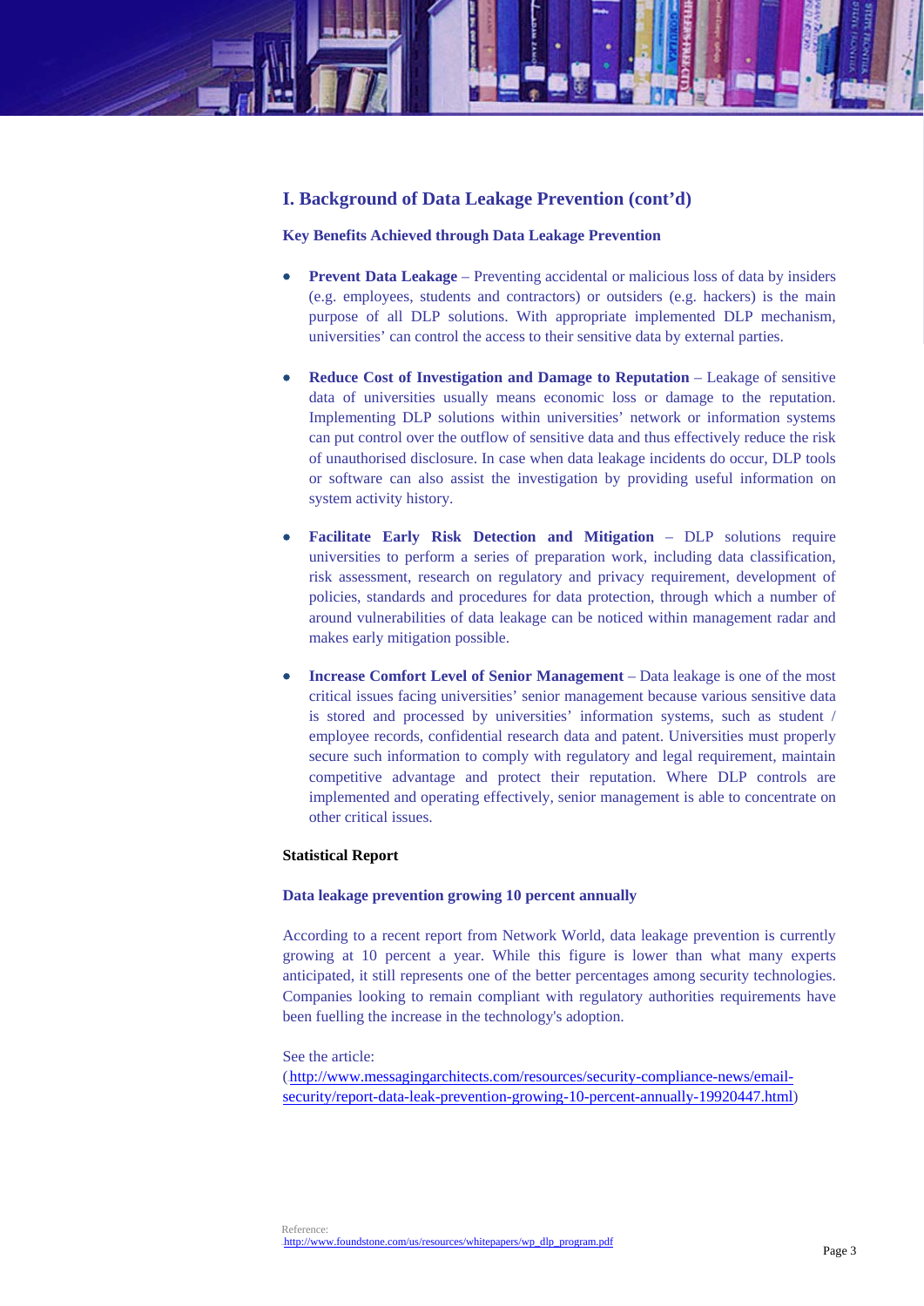## I. Background of Data Leakage Prevention (cont'd)

### Key Benefits Achieved through Data Leakage Prevention

- **Prevent Data Leakage** – Preventing accidental or malicious loss of data by insiders (e.g. employees, students and contractors) or outsiders (e.g. hackers) is the main purpose of all DLP solutions. With appropriate implemented DLP mechanism, universities' can control the access to their sensitive data by external parties.

- **Reduce Cost of Investigation and Damage to Reputation** – Leakage of sensitive data of universities usually means economic loss or damage to the reputation. Implementing DLP solutions within universities' network or information systems can put control over the outflow of sensitive data and thus effectively reduce the risk of unauthorised disclosure. In case when data leakage incidents do occur, DLP tools or software can also assist the investigation by providing useful information on system activity history.

- **Facilitate Early Risk Detection and Mitigation** – DLP solutions require universities to perform a series of preparation work, including data classification, risk assessment, research on regulatory and privacy requirement, development of policies, standards and procedures for data protection, through which a number of around vulnerabilities of data leakage can be noticed within management radar and makes early mitigation possible.

- **Increase Comfort Level of Senior Management** – Data leakage is one of the most critical issues facing universities' senior management because various sensitive data is stored and processed by universities' information systems, such as student / employee records, confidential research data and patent. Universities must properly secure such information to comply with regulatory and legal requirement, maintain competitive advantage and protect their reputation. Where DLP controls are implemented and operating effectively, senior management is able to concentrate on other critical issues.

### Statistical Report

**Data leakage prevention growing 10 percent annually**

According to a recent report from Network World, data leakage prevention is currently growing at 10 percent a year. While this figure is lower than what many experts anticipated, it still represents one of the better percentages among security technologies. Companies looking to remain compliant with regulatory authorities requirements have been fuelling the increase in the technology's adoption.

See the article:
(http://www.messagingarchitects.com/resources/security-compliance-news/email-security/report-data-leak-prevention-growing-10-percent-annually-19920447.html)

Reference:
http://www.foundstone.com/us/resources/whitepapers/wp_dlp_program.pdf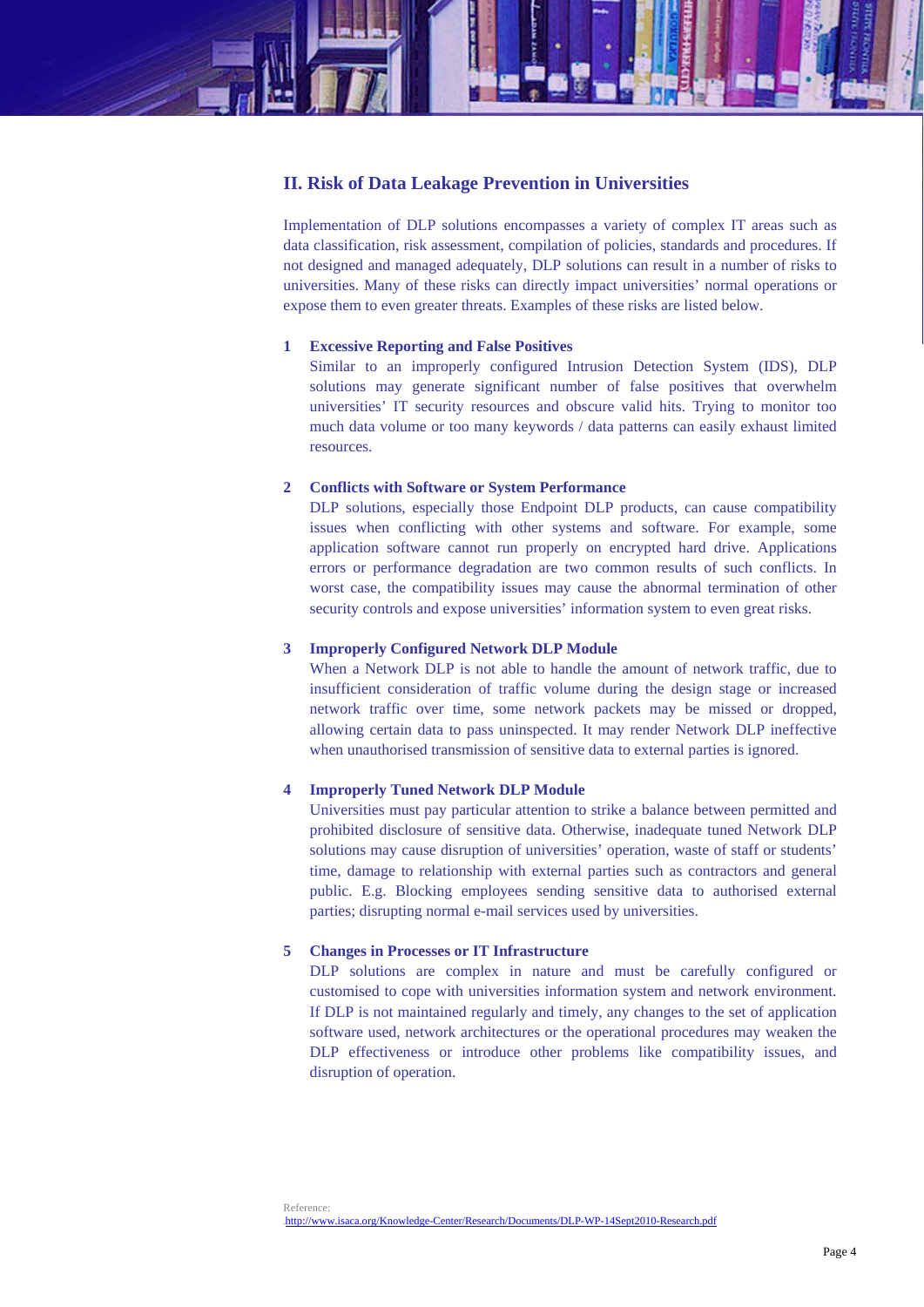## II. Risk of Data Leakage Prevention in Universities

Implementation of DLP solutions encompasses a variety of complex IT areas such as data classification, risk assessment, compilation of policies, standards and procedures. If not designed and managed adequately, DLP solutions can result in a number of risks to universities. Many of these risks can directly impact universities' normal operations or expose them to even greater threats. Examples of these risks are listed below.

1. **Excessive Reporting and False Positives**
   Similar to an improperly configured Intrusion Detection System (IDS), DLP solutions may generate significant number of false positives that overwhelm universities' IT security resources and obscure valid hits. Trying to monitor too much data volume or too many keywords / data patterns can easily exhaust limited resources.

2. **Conflicts with Software or System Performance**
   DLP solutions, especially those Endpoint DLP products, can cause compatibility issues when conflicting with other systems and software. For example, some application software cannot run properly on encrypted hard drive. Applications errors or performance degradation are two common results of such conflicts. In worst case, the compatibility issues may cause the abnormal termination of other security controls and expose universities' information system to even great risks.

3. **Improperly Configured Network DLP Module**
   When a Network DLP is not able to handle the amount of network traffic, due to insufficient consideration of traffic volume during the design stage or increased network traffic over time, some network packets may be missed or dropped, allowing certain data to pass uninspected. It may render Network DLP ineffective when unauthorised transmission of sensitive data to external parties is ignored.

4. **Improperly Tuned Network DLP Module**
   Universities must pay particular attention to strike a balance between permitted and prohibited disclosure of sensitive data. Otherwise, inadequate tuned Network DLP solutions may cause disruption of universities' operation, waste of staff or students' time, damage to relationship with external parties such as contractors and general public. E.g. Blocking employees sending sensitive data to authorised external parties; disrupting normal e-mail services used by universities.

5. **Changes in Processes or IT Infrastructure**
   DLP solutions are complex in nature and must be carefully configured or customised to cope with universities information system and network environment. If DLP is not maintained regularly and timely, any changes to the set of application software used, network architectures or the operational procedures may weaken the DLP effectiveness or introduce other problems like compatibility issues, and disruption of operation.

Reference:
http://www.isaca.org/Knowledge-Center/Research/Documents/DLP-WP-14Sept2010-Research.pdf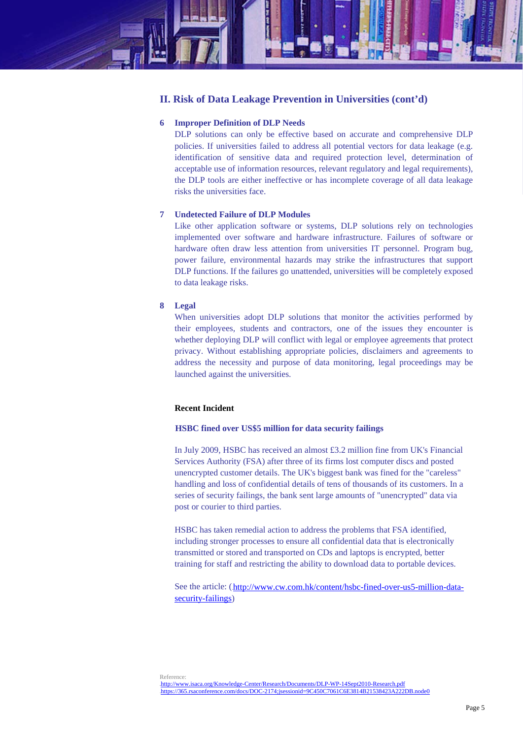## II. Risk of Data Leakage Prevention in Universities (cont'd)

### 6 Improper Definition of DLP Needs

DLP solutions can only be effective based on accurate and comprehensive DLP policies. If universities failed to address all potential vectors for data leakage (e.g. identification of sensitive data and required protection level, determination of acceptable use of information resources, relevant regulatory and legal requirements), the DLP tools are either ineffective or has incomplete coverage of all data leakage risks the universities face.

### 7 Undetected Failure of DLP Modules

Like other application software or systems, DLP solutions rely on technologies implemented over software and hardware infrastructure. Failures of software or hardware often draw less attention from universities IT personnel. Program bug, power failure, environmental hazards may strike the infrastructures that support DLP functions. If the failures go unattended, universities will be completely exposed to data leakage risks.

### 8 Legal

When universities adopt DLP solutions that monitor the activities performed by their employees, students and contractors, one of the issues they encounter is whether deploying DLP will conflict with legal or employee agreements that protect privacy. Without establishing appropriate policies, disclaimers and agreements to address the necessity and purpose of data monitoring, legal proceedings may be launched against the universities.

**Recent Incident**

**HSBC fined over US$5 million for data security failings**

In July 2009, HSBC has received an almost £3.2 million fine from UK's Financial Services Authority (FSA) after three of its firms lost computer discs and posted unencrypted customer details. The UK's biggest bank was fined for the "careless" handling and loss of confidential details of tens of thousands of its customers. In a series of security failings, the bank sent large amounts of "unencrypted" data via post or courier to third parties.

HSBC has taken remedial action to address the problems that FSA identified, including stronger processes to ensure all confidential data that is electronically transmitted or stored and transported on CDs and laptops is encrypted, better training for staff and restricting the ability to download data to portable devices.

See the article: (http://www.cw.com.hk/content/hsbc-fined-over-us5-million-data-security-failings)

Reference:
http://www.isaca.org/Knowledge-Center/Research/Documents/DLP-WP-14Sept2010-Research.pdf
https://365.rsaconference.com/docs/DOC-2174;jsessionid=9C450C7061C6E3814B21538423A222DB.node0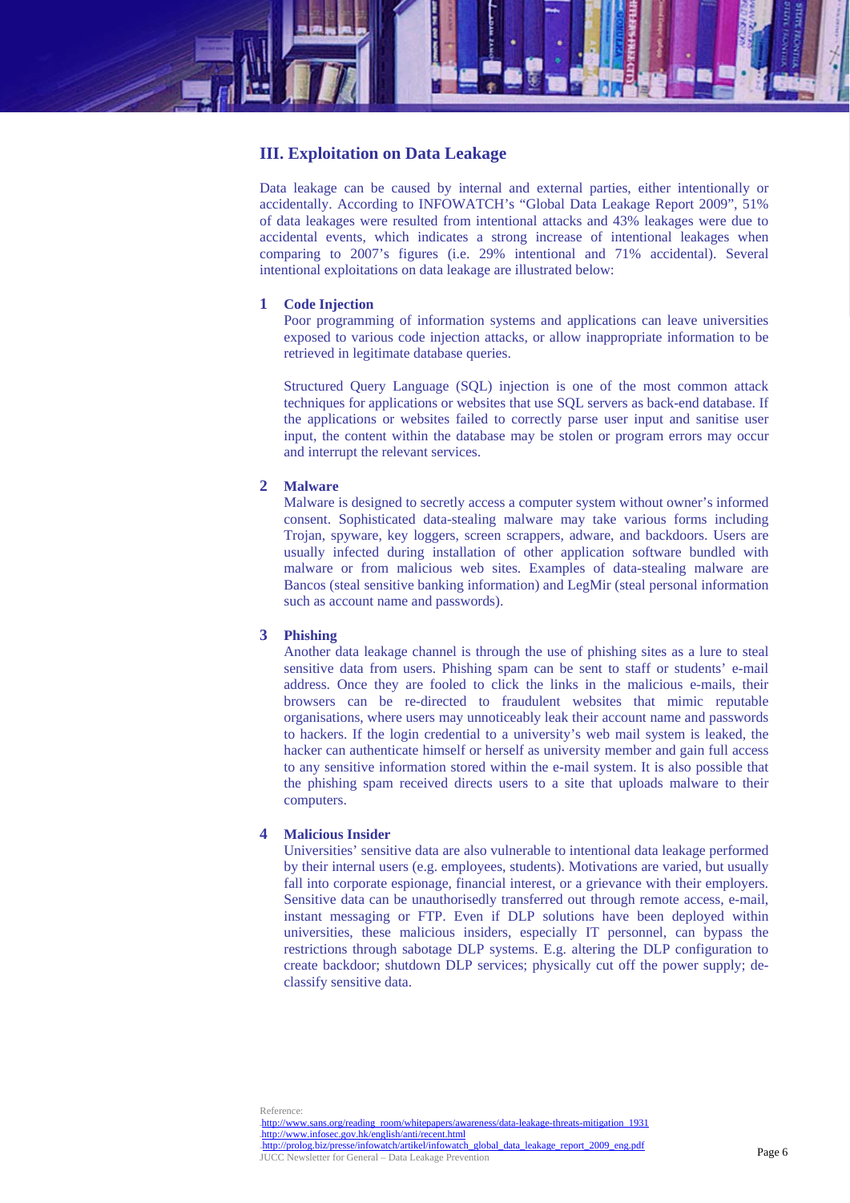## III. Exploitation on Data Leakage

Data leakage can be caused by internal and external parties, either intentionally or accidentally. According to INFOWATCH's "Global Data Leakage Report 2009", 51% of data leakages were resulted from intentional attacks and 43% leakages were due to accidental events, which indicates a strong increase of intentional leakages when comparing to 2007's figures (i.e. 29% intentional and 71% accidental). Several intentional exploitations on data leakage are illustrated below:

### 1 Code Injection

Poor programming of information systems and applications can leave universities exposed to various code injection attacks, or allow inappropriate information to be retrieved in legitimate database queries.

Structured Query Language (SQL) injection is one of the most common attack techniques for applications or websites that use SQL servers as back-end database. If the applications or websites failed to correctly parse user input and sanitise user input, the content within the database may be stolen or program errors may occur and interrupt the relevant services.

### 2 Malware

Malware is designed to secretly access a computer system without owner's informed consent. Sophisticated data-stealing malware may take various forms including Trojan, spyware, key loggers, screen scrappers, adware, and backdoors. Users are usually infected during installation of other application software bundled with malware or from malicious web sites. Examples of data-stealing malware are Bancos (steal sensitive banking information) and LegMir (steal personal information such as account name and passwords).

### 3 Phishing

Another data leakage channel is through the use of phishing sites as a lure to steal sensitive data from users. Phishing spam can be sent to staff or students' e-mail address. Once they are fooled to click the links in the malicious e-mails, their browsers can be re-directed to fraudulent websites that mimic reputable organisations, where users may unnoticeably leak their account name and passwords to hackers. If the login credential to a university's web mail system is leaked, the hacker can authenticate himself or herself as university member and gain full access to any sensitive information stored within the e-mail system. It is also possible that the phishing spam received directs users to a site that uploads malware to their computers.

### 4 Malicious Insider

Universities' sensitive data are also vulnerable to intentional data leakage performed by their internal users (e.g. employees, students). Motivations are varied, but usually fall into corporate espionage, financial interest, or a grievance with their employers. Sensitive data can be unauthorisedly transferred out through remote access, e-mail, instant messaging or FTP. Even if DLP solutions have been deployed within universities, these malicious insiders, especially IT personnel, can bypass the restrictions through sabotage DLP systems. E.g. altering the DLP configuration to create backdoor; shutdown DLP services; physically cut off the power supply; de-classify sensitive data.

Reference:
http://www.sans.org/reading_room/whitepapers/awareness/data-leakage-threats-mitigation_1931
http://www.infosec.gov.hk/english/anti/recent.html
http://prolog.biz/presse/infowatch/artikel/infowatch_global_data_leakage_report_2009_eng.pdf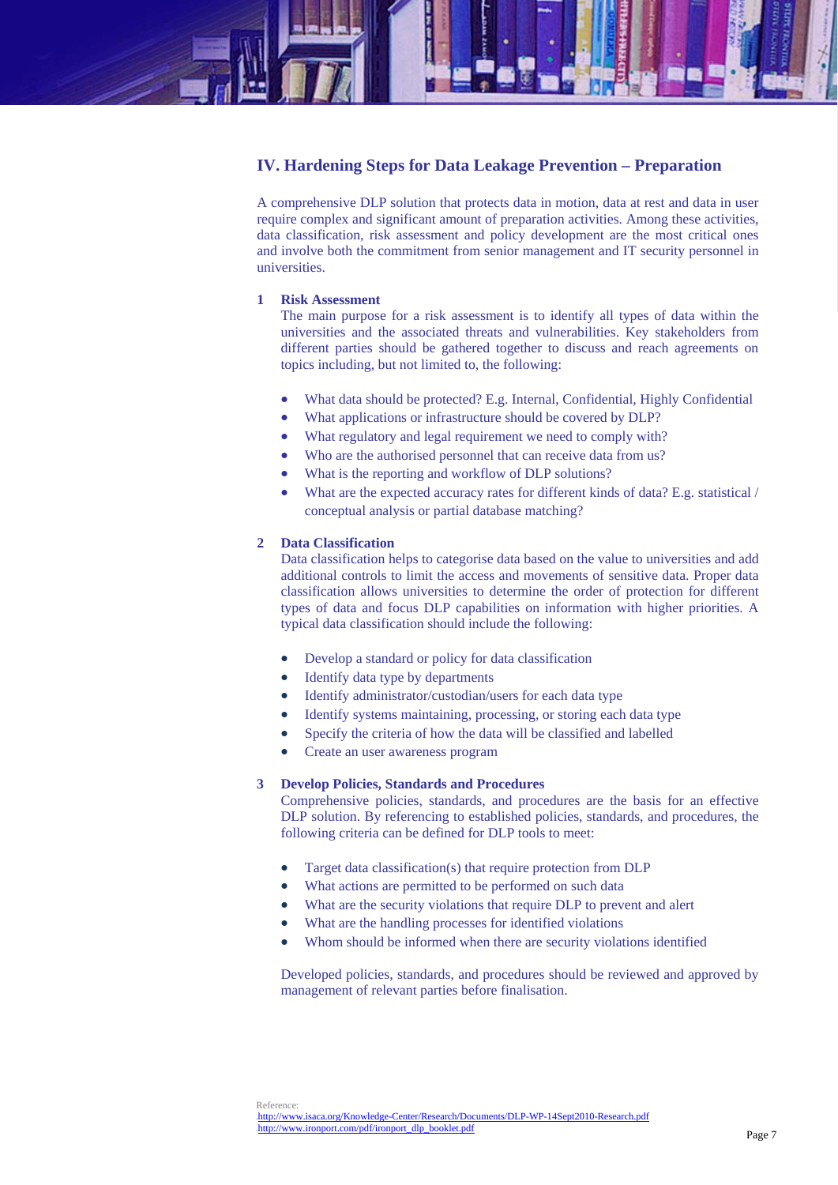## IV. Hardening Steps for Data Leakage Prevention – Preparation

A comprehensive DLP solution that protects data in motion, data at rest and data in user require complex and significant amount of preparation activities. Among these activities, data classification, risk assessment and policy development are the most critical ones and involve both the commitment from senior management and IT security personnel in universities.

### 1 Risk Assessment

The main purpose for a risk assessment is to identify all types of data within the universities and the associated threats and vulnerabilities. Key stakeholders from different parties should be gathered together to discuss and reach agreements on topics including, but not limited to, the following:

- What data should be protected? E.g. Internal, Confidential, Highly Confidential
- What applications or infrastructure should be covered by DLP?
- What regulatory and legal requirement we need to comply with?
- Who are the authorised personnel that can receive data from us?
- What is the reporting and workflow of DLP solutions?
- What are the expected accuracy rates for different kinds of data? E.g. statistical / conceptual analysis or partial database matching?

### 2 Data Classification

Data classification helps to categorise data based on the value to universities and add additional controls to limit the access and movements of sensitive data. Proper data classification allows universities to determine the order of protection for different types of data and focus DLP capabilities on information with higher priorities. A typical data classification should include the following:

- Develop a standard or policy for data classification
- Identify data type by departments
- Identify administrator/custodian/users for each data type
- Identify systems maintaining, processing, or storing each data type
- Specify the criteria of how the data will be classified and labelled
- Create an user awareness program

### 3 Develop Policies, Standards and Procedures

Comprehensive policies, standards, and procedures are the basis for an effective DLP solution. By referencing to established policies, standards, and procedures, the following criteria can be defined for DLP tools to meet:

- Target data classification(s) that require protection from DLP
- What actions are permitted to be performed on such data
- What are the security violations that require DLP to prevent and alert
- What are the handling processes for identified violations
- Whom should be informed when there are security violations identified

Developed policies, standards, and procedures should be reviewed and approved by management of relevant parties before finalisation.

Reference:
http://www.isaca.org/Knowledge-Center/Research/Documents/DLP-WP-14Sept2010-Research.pdf
http://www.ironport.com/pdf/ironport_dlp_booklet.pdf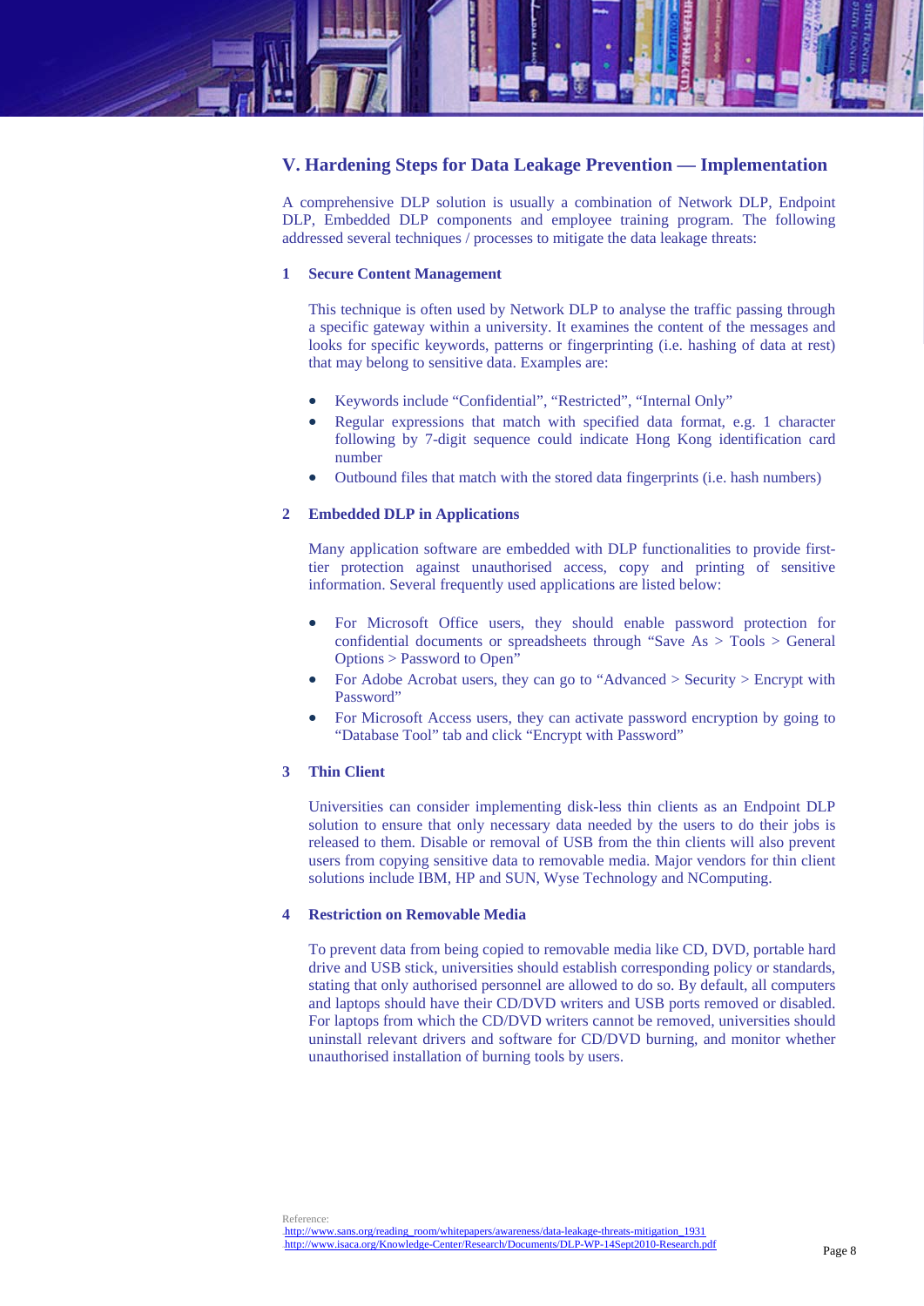## V. Hardening Steps for Data Leakage Prevention — Implementation

A comprehensive DLP solution is usually a combination of Network DLP, Endpoint DLP, Embedded DLP components and employee training program. The following addressed several techniques / processes to mitigate the data leakage threats:

### 1 Secure Content Management

This technique is often used by Network DLP to analyse the traffic passing through a specific gateway within a university. It examines the content of the messages and looks for specific keywords, patterns or fingerprinting (i.e. hashing of data at rest) that may belong to sensitive data. Examples are:

- Keywords include "Confidential", "Restricted", "Internal Only"
- Regular expressions that match with specified data format, e.g. 1 character following by 7-digit sequence could indicate Hong Kong identification card number
- Outbound files that match with the stored data fingerprints (i.e. hash numbers)

### 2 Embedded DLP in Applications

Many application software are embedded with DLP functionalities to provide first-tier protection against unauthorised access, copy and printing of sensitive information. Several frequently used applications are listed below:

- For Microsoft Office users, they should enable password protection for confidential documents or spreadsheets through "Save As > Tools > General Options > Password to Open"
- For Adobe Acrobat users, they can go to "Advanced > Security > Encrypt with Password"
- For Microsoft Access users, they can activate password encryption by going to "Database Tool" tab and click "Encrypt with Password"

### 3 Thin Client

Universities can consider implementing disk-less thin clients as an Endpoint DLP solution to ensure that only necessary data needed by the users to do their jobs is released to them. Disable or removal of USB from the thin clients will also prevent users from copying sensitive data to removable media. Major vendors for thin client solutions include IBM, HP and SUN, Wyse Technology and NComputing.

### 4 Restriction on Removable Media

To prevent data from being copied to removable media like CD, DVD, portable hard drive and USB stick, universities should establish corresponding policy or standards, stating that only authorised personnel are allowed to do so. By default, all computers and laptops should have their CD/DVD writers and USB ports removed or disabled. For laptops from which the CD/DVD writers cannot be removed, universities should uninstall relevant drivers and software for CD/DVD burning, and monitor whether unauthorised installation of burning tools by users.

Reference:
http://www.sans.org/reading_room/whitepapers/awareness/data-leakage-threats-mitigation_1931
http://www.isaca.org/Knowledge-Center/Research/Documents/DLP-WP-14Sept2010-Research.pdf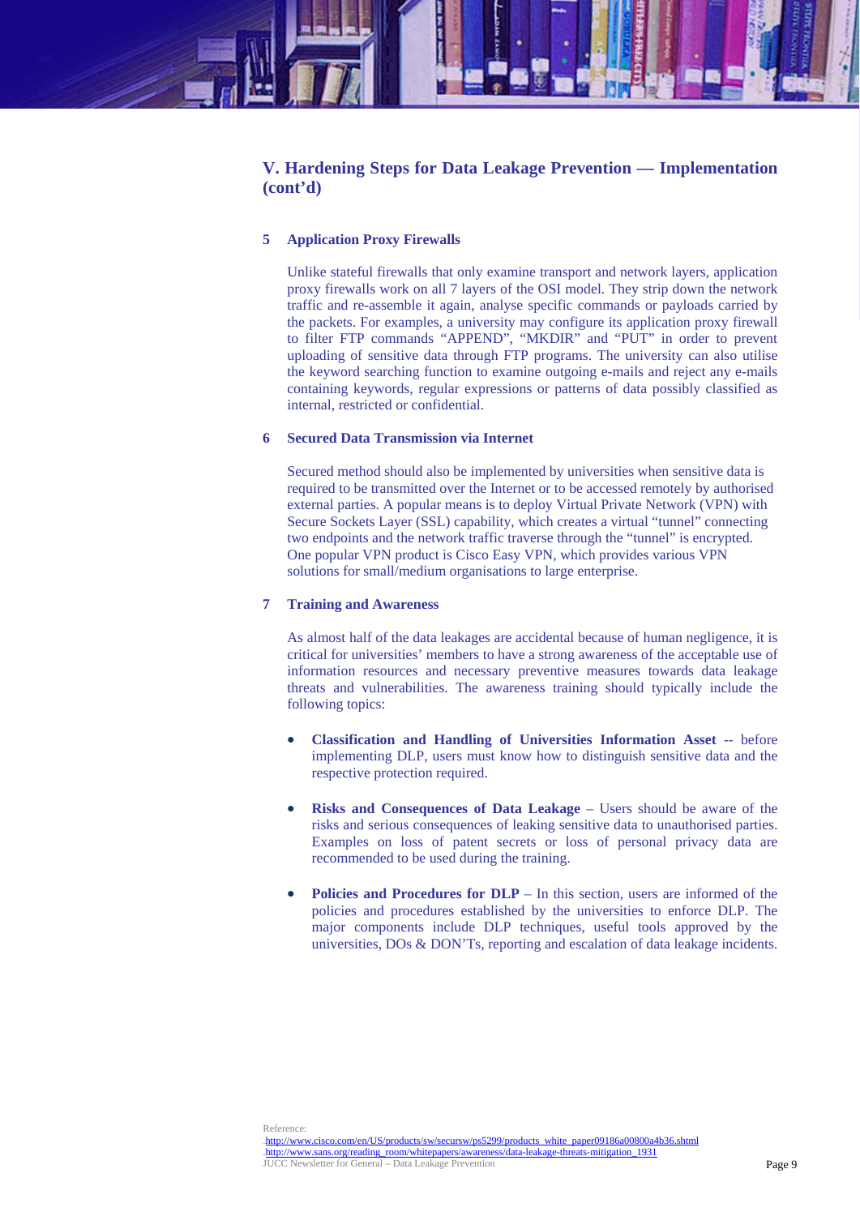## V. Hardening Steps for Data Leakage Prevention — Implementation (cont'd)

### 5 Application Proxy Firewalls

Unlike stateful firewalls that only examine transport and network layers, application proxy firewalls work on all 7 layers of the OSI model. They strip down the network traffic and re-assemble it again, analyse specific commands or payloads carried by the packets. For examples, a university may configure its application proxy firewall to filter FTP commands "APPEND", "MKDIR" and "PUT" in order to prevent uploading of sensitive data through FTP programs. The university can also utilise the keyword searching function to examine outgoing e-mails and reject any e-mails containing keywords, regular expressions or patterns of data possibly classified as internal, restricted or confidential.

### 6 Secured Data Transmission via Internet

Secured method should also be implemented by universities when sensitive data is required to be transmitted over the Internet or to be accessed remotely by authorised external parties. A popular means is to deploy Virtual Private Network (VPN) with Secure Sockets Layer (SSL) capability, which creates a virtual "tunnel" connecting two endpoints and the network traffic traverse through the "tunnel" is encrypted. One popular VPN product is Cisco Easy VPN, which provides various VPN solutions for small/medium organisations to large enterprise.

### 7 Training and Awareness

As almost half of the data leakages are accidental because of human negligence, it is critical for universities' members to have a strong awareness of the acceptable use of information resources and necessary preventive measures towards data leakage threats and vulnerabilities. The awareness training should typically include the following topics:

- **Classification and Handling of Universities Information Asset** -- before implementing DLP, users must know how to distinguish sensitive data and the respective protection required.
- **Risks and Consequences of Data Leakage** – Users should be aware of the risks and serious consequences of leaking sensitive data to unauthorised parties. Examples on loss of patent secrets or loss of personal privacy data are recommended to be used during the training.
- **Policies and Procedures for DLP** – In this section, users are informed of the policies and procedures established by the universities to enforce DLP. The major components include DLP techniques, useful tools approved by the universities, DOs & DON'Ts, reporting and escalation of data leakage incidents.

Reference:
http://www.cisco.com/en/US/products/sw/secursw/ps5299/products_white_paper09186a00800a4b36.shtml
http://www.sans.org/reading_room/whitepapers/awareness/data-leakage-threats-mitigation_1931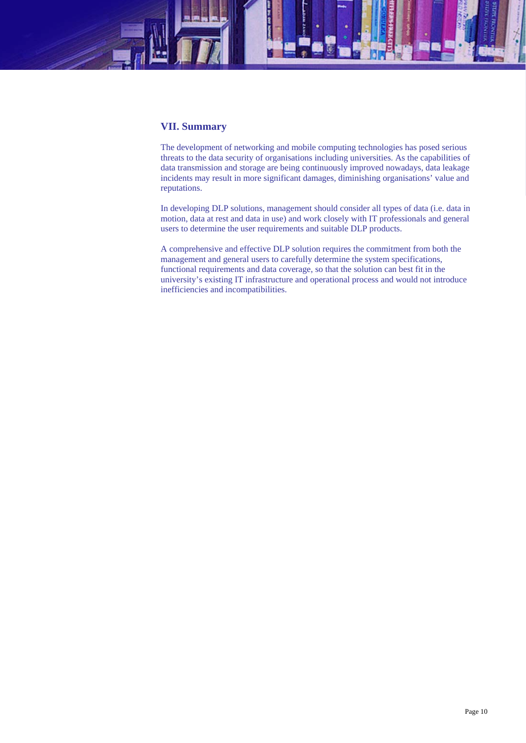## VII. Summary

The development of networking and mobile computing technologies has posed serious threats to the data security of organisations including universities. As the capabilities of data transmission and storage are being continuously improved nowadays, data leakage incidents may result in more significant damages, diminishing organisations' value and reputations.

In developing DLP solutions, management should consider all types of data (i.e. data in motion, data at rest and data in use) and work closely with IT professionals and general users to determine the user requirements and suitable DLP products.

A comprehensive and effective DLP solution requires the commitment from both the management and general users to carefully determine the system specifications, functional requirements and data coverage, so that the solution can best fit in the university's existing IT infrastructure and operational process and would not introduce inefficiencies and incompatibilities.